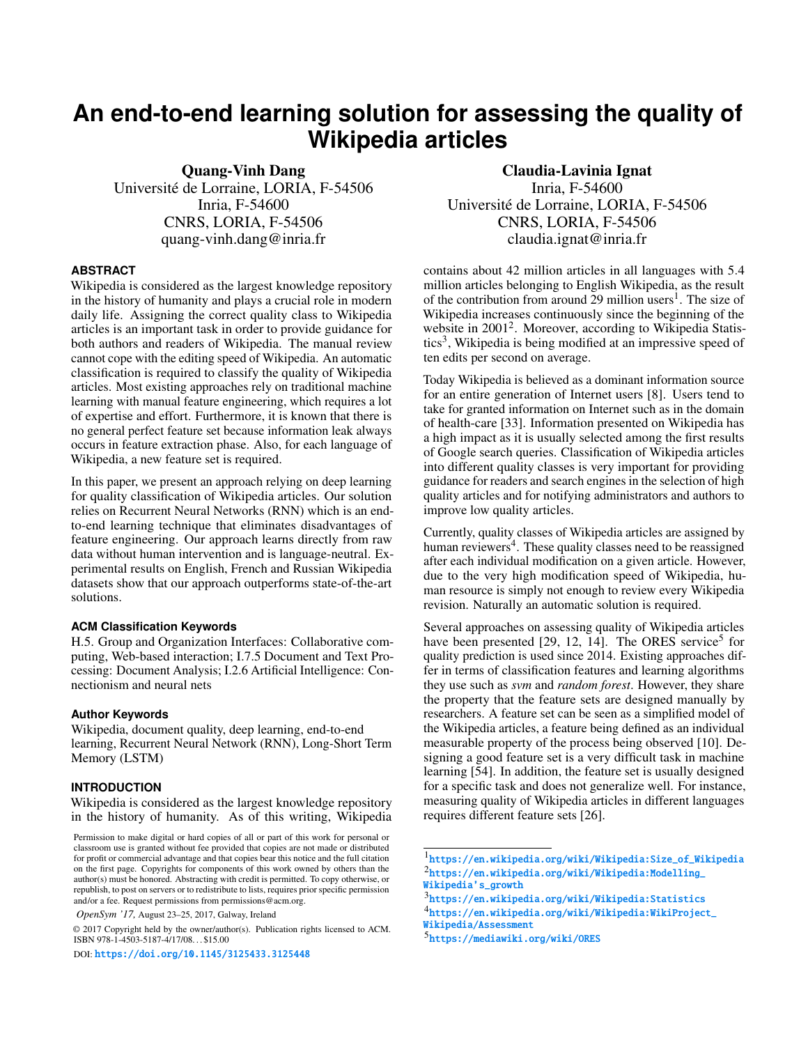# An end-to-end learning solution for assessing the quality of Wikipedia articles

**Quang-Vinh Dang**
Université de Lorraine, LORIA, F-54506
Inria, F-54600
CNRS, LORIA, F-54506
quang-vinh.dang@inria.fr

**Claudia-Lavinia Ignat**
Inria, F-54600
Université de Lorraine, LORIA, F-54506
CNRS, LORIA, F-54506
claudia.ignat@inria.fr

### ABSTRACT

Wikipedia is considered as the largest knowledge repository in the history of humanity and plays a crucial role in modern daily life. Assigning the correct quality class to Wikipedia articles is an important task in order to provide guidance for both authors and readers of Wikipedia. The manual review cannot cope with the editing speed of Wikipedia. An automatic classification is required to classify the quality of Wikipedia articles. Most existing approaches rely on traditional machine learning with manual feature engineering, which requires a lot of expertise and effort. Furthermore, it is known that there is no general perfect feature set because information leak always occurs in feature extraction phase. Also, for each language of Wikipedia, a new feature set is required.

In this paper, we present an approach relying on deep learning for quality classification of Wikipedia articles. Our solution relies on Recurrent Neural Networks (RNN) which is an end-to-end learning technique that eliminates disadvantages of feature engineering. Our approach learns directly from raw data without human intervention and is language-neutral. Experimental results on English, French and Russian Wikipedia datasets show that our approach outperforms state-of-the-art solutions.

### ACM Classification Keywords

H.5. Group and Organization Interfaces: Collaborative computing, Web-based interaction; I.7.5 Document and Text Processing: Document Analysis; I.2.6 Artificial Intelligence: Connectionism and neural nets

### Author Keywords

Wikipedia, document quality, deep learning, end-to-end learning, Recurrent Neural Network (RNN), Long-Short Term Memory (LSTM)

### INTRODUCTION

Wikipedia is considered as the largest knowledge repository in the history of humanity. As of this writing, Wikipedia contains about 42 million articles in all languages with 5.4 million articles belonging to English Wikipedia, as the result of the contribution from around 29 million users[1]. The size of Wikipedia increases continuously since the beginning of the website in 2001[2]. Moreover, according to Wikipedia Statistics[3], Wikipedia is being modified at an impressive speed of ten edits per second on average.

Today Wikipedia is believed as a dominant information source for an entire generation of Internet users [8]. Users tend to take for granted information on Internet such as in the domain of health-care [33]. Information presented on Wikipedia has a high impact as it is usually selected among the first results of Google search queries. Classification of Wikipedia articles into different quality classes is very important for providing guidance for readers and search engines in the selection of high quality articles and for notifying administrators and authors to improve low quality articles.

Currently, quality classes of Wikipedia articles are assigned by human reviewers[4]. These quality classes need to be reassigned after each individual modification on a given article. However, due to the very high modification speed of Wikipedia, human resource is simply not enough to review every Wikipedia revision. Naturally an automatic solution is required.

Several approaches on assessing quality of Wikipedia articles have been presented [29, 12, 14]. The ORES service[5] for quality prediction is used since 2014. Existing approaches differ in terms of classification features and learning algorithms they use such as *svm* and *random forest*. However, they share the property that the feature sets are designed manually by researchers. A feature set can be seen as a simplified model of the Wikipedia articles, a feature being defined as an individual measurable property of the process being observed [10]. Designing a good feature set is a very difficult task in machine learning [54]. In addition, the feature set is usually designed for a specific task and does not generalize well. For instance, measuring quality of Wikipedia articles in different languages requires different feature sets [26].

Permission to make digital or hard copies of all or part of this work for personal or classroom use is granted without fee provided that copies are not made or distributed for profit or commercial advantage and that copies bear this notice and the full citation on the first page. Copyrights for components of this work owned by others than the author(s) must be honored. Abstracting with credit is permitted. To copy otherwise, or republish, to post on servers or to redistribute to lists, requires prior specific permission and/or a fee. Request permissions from permissions@acm.org.

*OpenSym '17,* August 23–25, 2017, Galway, Ireland

© 2017 Copyright held by the owner/author(s). Publication rights licensed to ACM. ISBN 978-1-4503-5187-4/17/08...$15.00

DOI: https://doi.org/10.1145/3125433.3125448

[1] https://en.wikipedia.org/wiki/Wikipedia:Size_of_Wikipedia
[2] https://en.wikipedia.org/wiki/Wikipedia:Modelling_Wikipedia's_growth
[3] https://en.wikipedia.org/wiki/Wikipedia:Statistics
[4] https://en.wikipedia.org/wiki/Wikipedia:WikiProject_Wikipedia/Assessment
[5] https://mediawiki.org/wiki/ORES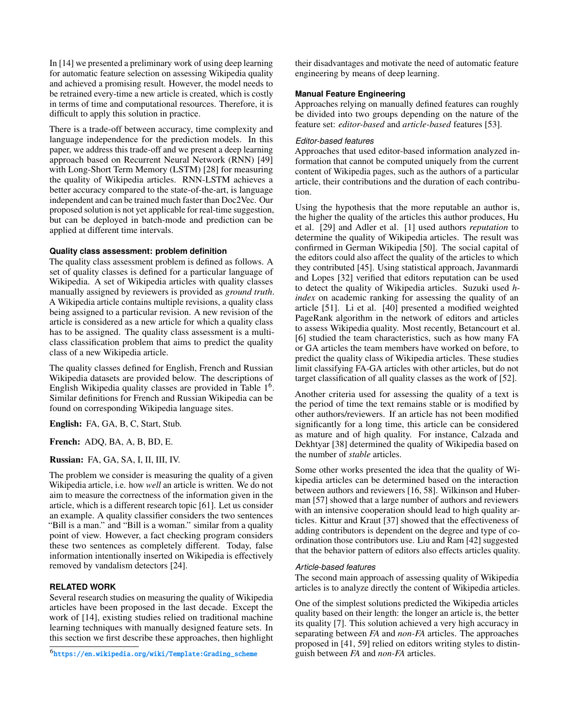In [14] we presented a preliminary work of using deep learning for automatic feature selection on assessing Wikipedia quality and achieved a promising result. However, the model needs to be retrained every-time a new article is created, which is costly in terms of time and computational resources. Therefore, it is difficult to apply this solution in practice.

There is a trade-off between accuracy, time complexity and language independence for the prediction models. In this paper, we address this trade-off and we present a deep learning approach based on Recurrent Neural Network (RNN) [49] with Long-Short Term Memory (LSTM) [28] for measuring the quality of Wikipedia articles. RNN-LSTM achieves a better accuracy compared to the state-of-the-art, is language independent and can be trained much faster than Doc2Vec. Our proposed solution is not yet applicable for real-time suggestion, but can be deployed in batch-mode and prediction can be applied at different time intervals.

### Quality class assessment: problem definition

The quality class assessment problem is defined as follows. A set of quality classes is defined for a particular language of Wikipedia. A set of Wikipedia articles with quality classes manually assigned by reviewers is provided as *ground truth*. A Wikipedia article contains multiple revisions, a quality class being assigned to a particular revision. A new revision of the article is considered as a new article for which a quality class has to be assigned. The quality class assessment is a multi-class classification problem that aims to predict the quality class of a new Wikipedia article.

The quality classes defined for English, French and Russian Wikipedia datasets are provided below. The descriptions of English Wikipedia quality classes are provided in Table 1[6]. Similar definitions for French and Russian Wikipedia can be found on corresponding Wikipedia language sites.

**English:** FA, GA, B, C, Start, Stub.

**French:** ADQ, BA, A, B, BD, E.

**Russian:** FA, GA, SA, I, II, III, IV.

The problem we consider is measuring the quality of a given Wikipedia article, i.e. how *well* an article is written. We do not aim to measure the correctness of the information given in the article, which is a different research topic [61]. Let us consider an example. A quality classifier considers the two sentences "Bill is a man." and "Bill is a woman." similar from a quality point of view. However, a fact checking program considers these two sentences as completely different. Today, false information intentionally inserted on Wikipedia is effectively removed by vandalism detectors [24].

## RELATED WORK

Several research studies on measuring the quality of Wikipedia articles have been proposed in the last decade. Except the work of [14], existing studies relied on traditional machine learning techniques with manually designed feature sets. In this section we first describe these approaches, then highlight their disadvantages and motivate the need of automatic feature engineering by means of deep learning.

### Manual Feature Engineering

Approaches relying on manually defined features can roughly be divided into two groups depending on the nature of the feature set: *editor-based* and *article-based* features [53].

#### *Editor-based features*

Approaches that used editor-based information analyzed information that cannot be computed uniquely from the current content of Wikipedia pages, such as the authors of a particular article, their contributions and the duration of each contribution.

Using the hypothesis that the more reputable an author is, the higher the quality of the articles this author produces, Hu et al. [29] and Adler et al. [1] used authors *reputation* to determine the quality of Wikipedia articles. The result was confirmed in German Wikipedia [50]. The social capital of the editors could also affect the quality of the articles to which they contributed [45]. Using statistical approach, Javanmardi and Lopes [32] verified that editors reputation can be used to detect the quality of Wikipedia articles. Suzuki used *h-index* on academic ranking for assessing the quality of an article [51]. Li et al. [40] presented a modified weighted PageRank algorithm in the network of editors and articles to assess Wikipedia quality. Most recently, Betancourt et al. [6] studied the team characteristics, such as how many FA or GA articles the team members have worked on before, to predict the quality class of Wikipedia articles. These studies limit classifying FA-GA articles with other articles, but do not target classification of all quality classes as the work of [52].

Another criteria used for assessing the quality of a text is the period of time the text remains stable or is modified by other authors/reviewers. If an article has not been modified significantly for a long time, this article can be considered as mature and of high quality. For instance, Calzada and Dekhtyar [38] determined the quality of Wikipedia based on the number of *stable* articles.

Some other works presented the idea that the quality of Wikipedia articles can be determined based on the interaction between authors and reviewers [16, 58]. Wilkinson and Huberman [57] showed that a large number of authors and reviewers with an intensive cooperation should lead to high quality articles. Kittur and Kraut [37] showed that the effectiveness of adding contributors is dependent on the degree and type of coordination those contributors use. Liu and Ram [42] suggested that the behavior pattern of editors also effects articles quality.

#### *Article-based features*

The second main approach of assessing quality of Wikipedia articles is to analyze directly the content of Wikipedia articles.

One of the simplest solutions predicted the Wikipedia articles quality based on their length: the longer an article is, the better its quality [7]. This solution achieved a very high accuracy in separating between *FA* and *non-FA* articles. The approaches proposed in [41, 59] relied on editors writing styles to distinguish between *FA* and *non-FA* articles.

[6] https://en.wikipedia.org/wiki/Template:Grading_scheme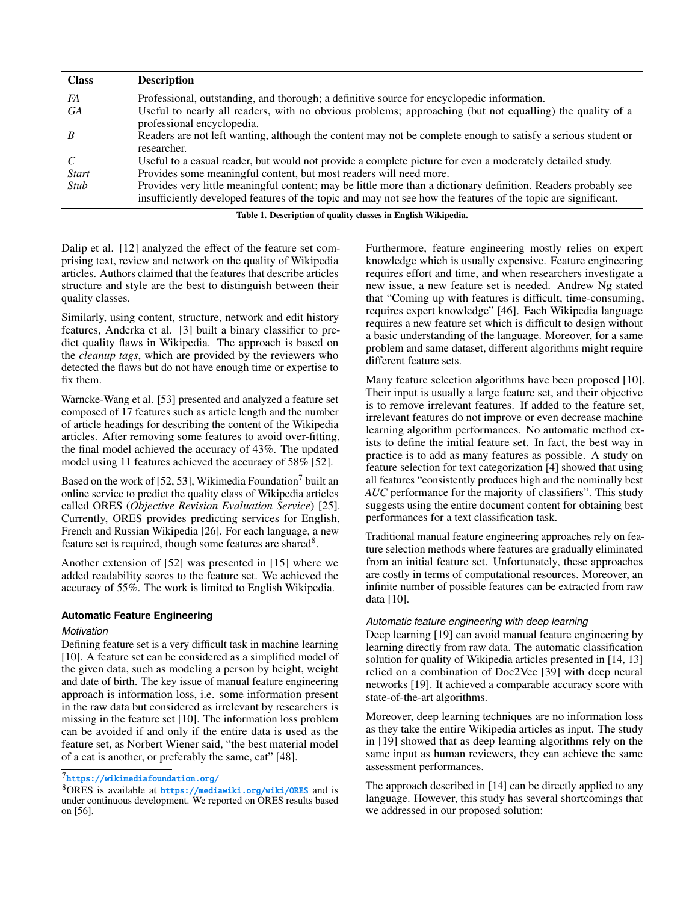| Class | Description |
|---|---|
| *FA* | Professional, outstanding, and thorough; a definitive source for encyclopedic information. |
| *GA* | Useful to nearly all readers, with no obvious problems; approaching (but not equalling) the quality of a professional encyclopedia. |
| *B* | Readers are not left wanting, although the content may not be complete enough to satisfy a serious student or researcher. |
| *C* | Useful to a casual reader, but would not provide a complete picture for even a moderately detailed study. |
| *Start* | Provides some meaningful content, but most readers will need more. |
| *Stub* | Provides very little meaningful content; may be little more than a dictionary definition. Readers probably see insufficiently developed features of the topic and may not see how the features of the topic are significant. |

**Table 1. Description of quality classes in English Wikipedia.**

Dalip et al. [12] analyzed the effect of the feature set comprising text, review and network on the quality of Wikipedia articles. Authors claimed that the features that describe articles structure and style are the best to distinguish between their quality classes.

Similarly, using content, structure, network and edit history features, Anderka et al. [3] built a binary classifier to predict quality flaws in Wikipedia. The approach is based on the *cleanup tags*, which are provided by the reviewers who detected the flaws but do not have enough time or expertise to fix them.

Warncke-Wang et al. [53] presented and analyzed a feature set composed of 17 features such as article length and the number of article headings for describing the content of the Wikipedia articles. After removing some features to avoid over-fitting, the final model achieved the accuracy of 43%. The updated model using 11 features achieved the accuracy of 58% [52].

Based on the work of [52, 53], Wikimedia Foundation[7] built an online service to predict the quality class of Wikipedia articles called ORES (*Objective Revision Evaluation Service*) [25]. Currently, ORES provides predicting services for English, French and Russian Wikipedia [26]. For each language, a new feature set is required, though some features are shared[8].

Another extension of [52] was presented in [15] where we added readability scores to the feature set. We achieved the accuracy of 55%. The work is limited to English Wikipedia.

### Automatic Feature Engineering

#### *Motivation*

Defining feature set is a very difficult task in machine learning [10]. A feature set can be considered as a simplified model of the given data, such as modeling a person by height, weight and date of birth. The key issue of manual feature engineering approach is information loss, i.e. some information present in the raw data but considered as irrelevant by researchers is missing in the feature set [10]. The information loss problem can be avoided if and only if the entire data is used as the feature set, as Norbert Wiener said, "the best material model of a cat is another, or preferably the same, cat" [48].

Furthermore, feature engineering mostly relies on expert knowledge which is usually expensive. Feature engineering requires effort and time, and when researchers investigate a new issue, a new feature set is needed. Andrew Ng stated that "Coming up with features is difficult, time-consuming, requires expert knowledge" [46]. Each Wikipedia language requires a new feature set which is difficult to design without a basic understanding of the language. Moreover, for a same problem and same dataset, different algorithms might require different feature sets.

Many feature selection algorithms have been proposed [10]. Their input is usually a large feature set, and their objective is to remove irrelevant features. If added to the feature set, irrelevant features do not improve or even decrease machine learning algorithm performances. No automatic method exists to define the initial feature set. In fact, the best way in practice is to add as many features as possible. A study on feature selection for text categorization [4] showed that using all features "consistently produces high and the nominally best *AUC* performance for the majority of classifiers". This study suggests using the entire document content for obtaining best performances for a text classification task.

Traditional manual feature engineering approaches rely on feature selection methods where features are gradually eliminated from an initial feature set. Unfortunately, these approaches are costly in terms of computational resources. Moreover, an infinite number of possible features can be extracted from raw data [10].

#### *Automatic feature engineering with deep learning*

Deep learning [19] can avoid manual feature engineering by learning directly from raw data. The automatic classification solution for quality of Wikipedia articles presented in [14, 13] relied on a combination of Doc2Vec [39] with deep neural networks [19]. It achieved a comparable accuracy score with state-of-the-art algorithms.

Moreover, deep learning techniques are no information loss as they take the entire Wikipedia articles as input. The study in [19] showed that as deep learning algorithms rely on the same input as human reviewers, they can achieve the same assessment performances.

The approach described in [14] can be directly applied to any language. However, this study has several shortcomings that we addressed in our proposed solution:

[7] https://wikimediafoundation.org/

[8] ORES is available at https://mediawiki.org/wiki/ORES and is under continuous development. We reported on ORES results based on [56].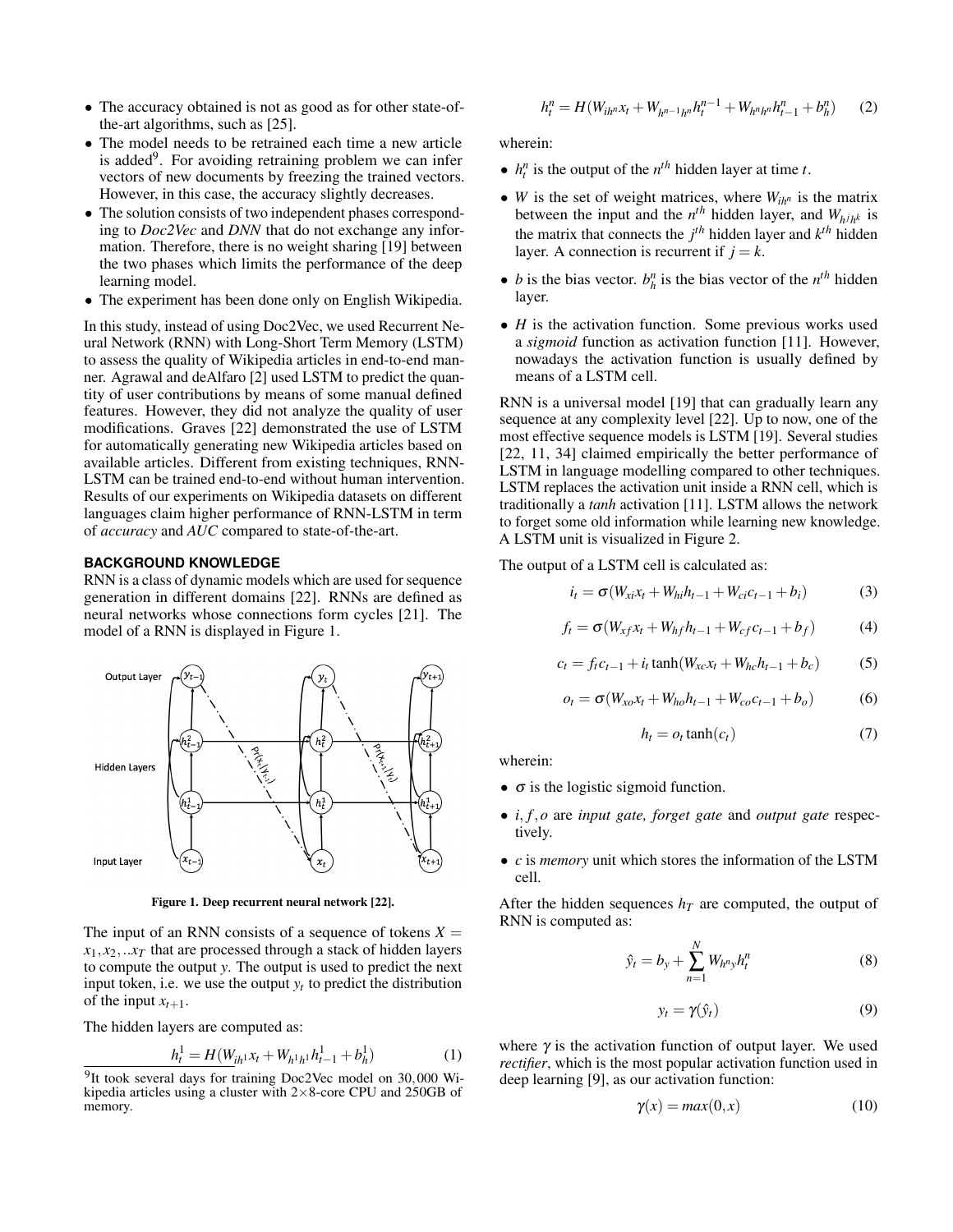- The accuracy obtained is not as good as for other state-of-the-art algorithms, such as [25].
- The model needs to be retrained each time a new article is added[9]. For avoiding retraining problem we can infer vectors of new documents by freezing the trained vectors. However, in this case, the accuracy slightly decreases.
- The solution consists of two independent phases corresponding to *Doc2Vec* and *DNN* that do not exchange any information. Therefore, there is no weight sharing [19] between the two phases which limits the performance of the deep learning model.
- The experiment has been done only on English Wikipedia.

In this study, instead of using Doc2Vec, we used Recurrent Neural Network (RNN) with Long-Short Term Memory (LSTM) to assess the quality of Wikipedia articles in end-to-end manner. Agrawal and deAlfaro [2] used LSTM to predict the quantity of user contributions by means of some manual defined features. However, they did not analyze the quality of user modifications. Graves [22] demonstrated the use of LSTM for automatically generating new Wikipedia articles based on available articles. Different from existing techniques, RNN-LSTM can be trained end-to-end without human intervention. Results of our experiments on Wikipedia datasets on different languages claim higher performance of RNN-LSTM in term of *accuracy* and *AUC* compared to state-of-the-art.

## BACKGROUND KNOWLEDGE

RNN is a class of dynamic models which are used for sequence generation in different domains [22]. RNNs are defined as neural networks whose connections form cycles [21]. The model of a RNN is displayed in Figure 1.

**Figure 1. Deep recurrent neural network [22].**

The input of an RNN consists of a sequence of tokens $X = x_1, x_2, ..x_T$ that are processed through a stack of hidden layers to compute the output $y$. The output is used to predict the next input token, i.e. we use the output $y_t$ to predict the distribution of the input $x_{t+1}$.

The hidden layers are computed as:

$$h_t^1 = H(W_{ih^1}x_t + W_{h^1h^1}h_{t-1}^1 + b_h^1) \quad (1)$$

[9] It took several days for training Doc2Vec model on 30,000 Wikipedia articles using a cluster with 2×8-core CPU and 250GB of memory.

$$h_t^n = H(W_{ih^n}x_t + W_{h^{n-1}h^n}h_t^{n-1} + W_{h^nh^n}h_{t-1}^n + b_h^n) \quad (2)$$

wherein:

- $h_t^n$ is the output of the $n^{th}$ hidden layer at time $t$.
- $W$ is the set of weight matrices, where $W_{ih^n}$ is the matrix between the input and the $n^{th}$ hidden layer, and $W_{h^jh^k}$ is the matrix that connects the $j^{th}$ hidden layer and $k^{th}$ hidden layer. A connection is recurrent if $j = k$.
- $b$ is the bias vector. $b_h^n$ is the bias vector of the $n^{th}$ hidden layer.
- $H$ is the activation function. Some previous works used a *sigmoid* function as activation function [11]. However, nowadays the activation function is usually defined by means of a LSTM cell.

RNN is a universal model [19] that can gradually learn any sequence at any complexity level [22]. Up to now, one of the most effective sequence models is LSTM [19]. Several studies [22, 11, 34] claimed empirically the better performance of LSTM in language modelling compared to other techniques. LSTM replaces the activation unit inside a RNN cell, which is traditionally a *tanh* activation [11]. LSTM allows the network to forget some old information while learning new knowledge. A LSTM unit is visualized in Figure 2.

The output of a LSTM cell is calculated as:

$$i_t = \sigma(W_{xi}x_t + W_{hi}h_{t-1} + W_{ci}c_{t-1} + b_i) \quad (3)$$

$$f_t = \sigma(W_{xf}x_t + W_{hf}h_{t-1} + W_{cf}c_{t-1} + b_f) \quad (4)$$

$$c_t = f_tc_{t-1} + i_t\tanh(W_{xc}x_t + W_{hc}h_{t-1} + b_c) \quad (5)$$

$$o_t = \sigma(W_{xo}x_t + W_{ho}h_{t-1} + W_{co}c_{t-1} + b_o) \quad (6)$$

$$h_t = o_t\tanh(c_t) \quad (7)$$

wherein:

- $\sigma$ is the logistic sigmoid function.
- $i, f, o$ are *input gate, forget gate* and *output gate* respectively.
- $c$ is *memory* unit which stores the information of the LSTM cell.

After the hidden sequences $h_T$ are computed, the output of RNN is computed as:

$$\hat{y}_t = b_y + \sum_{n=1}^{N} W_{h^ny}h_t^n \quad (8)$$

$$y_t = \gamma(\hat{y}_t) \quad (9)$$

where $\gamma$ is the activation function of output layer. We used *rectifier*, which is the most popular activation function used in deep learning [9], as our activation function:

$$\gamma(x) = max(0, x) \quad (10)$$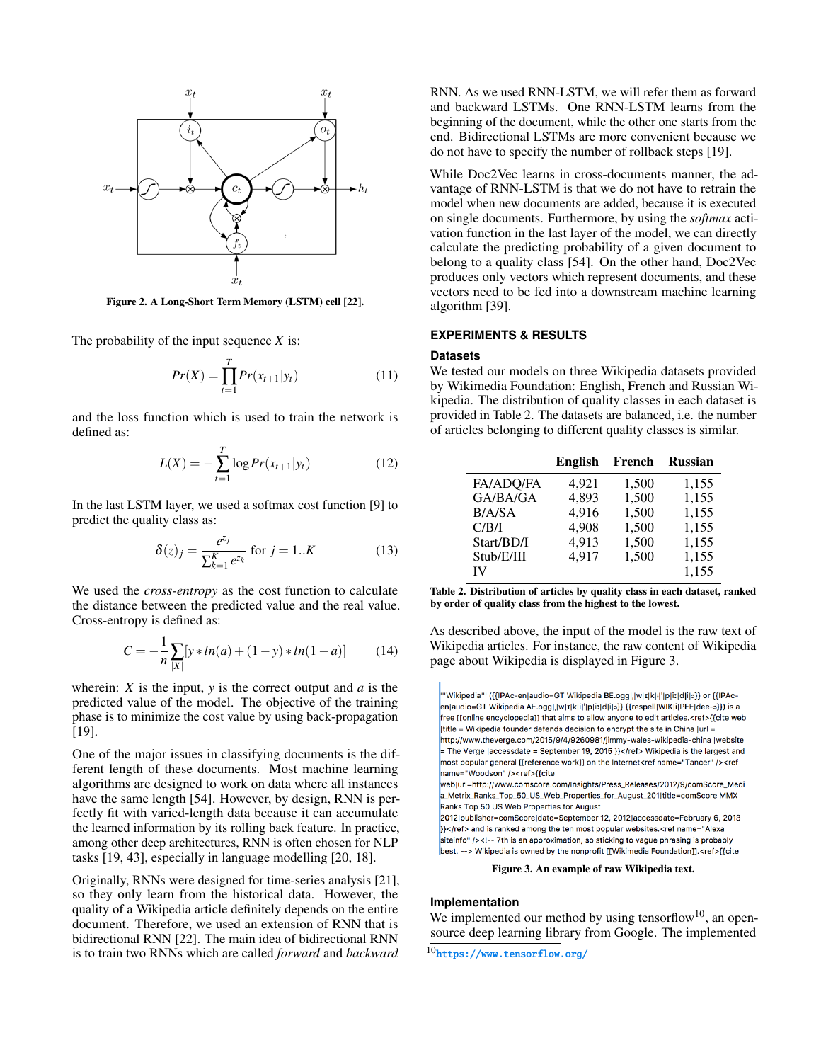Figure 2. A Long-Short Term Memory (LSTM) cell [22].

The probability of the input sequence $X$ is:

$$Pr(X) = \prod_{t=1}^{T} Pr(x_{t+1}|y_t) \tag{11}$$

and the loss function which is used to train the network is defined as:

$$L(X) = -\sum_{t=1}^{T} \log Pr(x_{t+1}|y_t) \tag{12}$$

In the last LSTM layer, we used a softmax cost function [9] to predict the quality class as:

$$\delta(z)_j = \frac{e^{z_j}}{\sum_{k=1}^{K} e^{z_k}} \text{ for } j = 1..K \tag{13}$$

We used the *cross-entropy* as the cost function to calculate the distance between the predicted value and the real value. Cross-entropy is defined as:

$$C = -\frac{1}{n} \sum_{|X|} [y * ln(a) + (1-y) * ln(1-a)] \tag{14}$$

wherein: $X$ is the input, $y$ is the correct output and $a$ is the predicted value of the model. The objective of the training phase is to minimize the cost value by using back-propagation [19].

One of the major issues in classifying documents is the different length of these documents. Most machine learning algorithms are designed to work on data where all instances have the same length [54]. However, by design, RNN is perfectly fit with varied-length data because it can accumulate the learned information by its rolling back feature. In practice, among other deep architectures, RNN is often chosen for NLP tasks [19, 43], especially in language modelling [20, 18].

Originally, RNNs were designed for time-series analysis [21], so they only learn from the historical data. However, the quality of a Wikipedia article definitely depends on the entire document. Therefore, we used an extension of RNN that is bidirectional RNN [22]. The main idea of bidirectional RNN is to train two RNNs which are called *forward* and *backward* RNN. As we used RNN-LSTM, we will refer them as forward and backward LSTMs. One RNN-LSTM learns from the beginning of the document, while the other one starts from the end. Bidirectional LSTMs are more convenient because we do not have to specify the number of rollback steps [19].

While Doc2Vec learns in cross-documents manner, the advantage of RNN-LSTM is that we do not have to retrain the model when new documents are added, because it is executed on single documents. Furthermore, by using the *softmax* activation function in the last layer of the model, we can directly calculate the predicting probability of a given document to belong to a quality class [54]. On the other hand, Doc2Vec produces only vectors which represent documents, and these vectors need to be fed into a downstream machine learning algorithm [39].

## EXPERIMENTS & RESULTS

### Datasets

We tested our models on three Wikipedia datasets provided by Wikimedia Foundation: English, French and Russian Wikipedia. The distribution of quality classes in each dataset is provided in Table 2. The datasets are balanced, i.e. the number of articles belonging to different quality classes is similar.

| | English | French | Russian |
|---|---|---|---|
| FA/ADQ/FA | 4,921 | 1,500 | 1,155 |
| GA/BA/GA | 4,893 | 1,500 | 1,155 |
| B/A/SA | 4,916 | 1,500 | 1,155 |
| C/B/I | 4,908 | 1,500 | 1,155 |
| Start/BD/II | 4,913 | 1,500 | 1,155 |
| Stub/E/III | 4,917 | 1,500 | 1,155 |
| IV | | | 1,155 |

Table 2. Distribution of articles by quality class in each dataset, ranked by order of quality class from the highest to the lowest.

As described above, the input of the model is the raw text of Wikipedia articles. For instance, the raw content of Wikipedia page about Wikipedia is displayed in Figure 3.

```
'''Wikipedia''' ({{IPAc-en|audio=GT Wikipedia BE.ogg|,|w|ɪ|k|ɨ|'|p|iː|d|i|ə}} or {{IPAc-
en|audio=GT Wikipedia AE.ogg|,|w|ɪ|k|i|'|p|iː|d|i|ə}} {{respell|WIK|i|PEE|dee-ə}}) is a
free [[online encyclopedia]] that aims to allow anyone to edit articles.<ref>{{cite web
|title = Wikipedia founder defends decision to encrypt the site in China |url =
http://www.theverge.com/2015/9/4/9260981/jimmy-wales-wikipedia-china |website
= The Verge |accessdate = September 19, 2015 }}</ref> Wikipedia is the largest and
most popular general [[reference work]] on the Internet<ref name="Tancer" /><ref
name="Woodson" /><ref>{{cite
web|url=http://www.comscore.com/Insights/Press_Releases/2012/9/comScore_Medi
a_Metrix_Ranks_Top_50_US_Web_Properties_for_August_201|title=comScore MMX
Ranks Top 50 US Web Properties for August
2012|publisher=comScore|date=September 12, 2012|accessdate=February 6, 2013
}}</ref> and is ranked among the ten most popular websites.<ref name="Alexa
siteinfo" /><!-- 7th is an approximation, so sticking to vague phrasing is probably
best. --> Wikipedia is owned by the nonprofit [[Wikimedia Foundation]].<ref>{{cite
```

Figure 3. An example of raw Wikipedia text.

### Implementation

We implemented our method by using tensorflow[10], an open-source deep learning library from Google. The implemented

[10] https://www.tensorflow.org/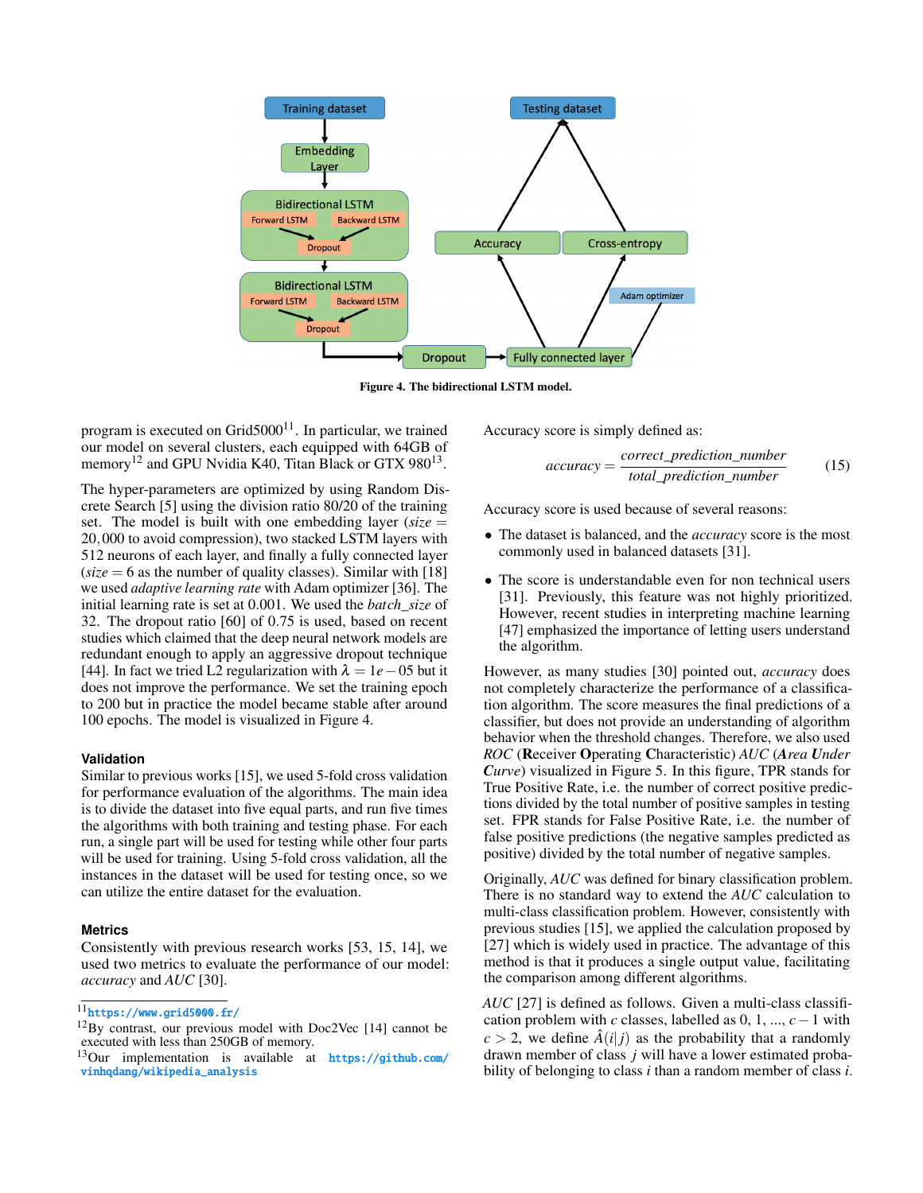Figure 4. The bidirectional LSTM model.

program is executed on Grid5000[11]. In particular, we trained our model on several clusters, each equipped with 64GB of memory[12] and GPU Nvidia K40, Titan Black or GTX 980[13].

The hyper-parameters are optimized by using Random Discrete Search [5] using the division ratio 80/20 of the training set. The model is built with one embedding layer ($size = 20,000$ to avoid compression), two stacked LSTM layers with 512 neurons of each layer, and finally a fully connected layer ($size = 6$ as the number of quality classes). Similar with [18] we used *adaptive learning rate* with Adam optimizer [36]. The initial learning rate is set at 0.001. We used the $batch\_size$ of 32. The dropout ratio [60] of 0.75 is used, based on recent studies which claimed that the deep neural network models are redundant enough to apply an aggressive dropout technique [44]. In fact we tried L2 regularization with $\lambda = 1e-05$ but it does not improve the performance. We set the training epoch to 200 but in practice the model became stable after around 100 epochs. The model is visualized in Figure 4.

### Validation

Similar to previous works [15], we used 5-fold cross validation for performance evaluation of the algorithms. The main idea is to divide the dataset into five equal parts, and run five times the algorithms with both training and testing phase. For each run, a single part will be used for testing while other four parts will be used for training. Using 5-fold cross validation, all the instances in the dataset will be used for testing once, so we can utilize the entire dataset for the evaluation.

### Metrics

Consistently with previous research works [53, 15, 14], we used two metrics to evaluate the performance of our model: *accuracy* and *AUC* [30].

[11] https://www.grid5000.fr/

[12] By contrast, our previous model with Doc2Vec [14] cannot be executed with less than 250GB of memory.

[13] Our implementation is available at https://github.com/vinhqdang/wikipedia_analysis

Accuracy score is simply defined as:

$$accuracy = \frac{correct\_prediction\_number}{total\_prediction\_number} \quad (15)$$

Accuracy score is used because of several reasons:

- The dataset is balanced, and the *accuracy* score is the most commonly used in balanced datasets [31].
- The score is understandable even for non technical users [31]. Previously, this feature was not highly prioritized. However, recent studies in interpreting machine learning [47] emphasized the importance of letting users understand the algorithm.

However, as many studies [30] pointed out, *accuracy* does not completely characterize the performance of a classification algorithm. The score measures the final predictions of a classifier, but does not provide an understanding of algorithm behavior when the threshold changes. Therefore, we also used *ROC* (**R**eceiver **O**perating **C**haracteristic) *AUC* (***A**rea **U**nder **C**urve*) visualized in Figure 5. In this figure, TPR stands for True Positive Rate, i.e. the number of correct positive predictions divided by the total number of positive samples in testing set. FPR stands for False Positive Rate, i.e. the number of false positive predictions (the negative samples predicted as positive) divided by the total number of negative samples.

Originally, *AUC* was defined for binary classification problem. There is no standard way to extend the *AUC* calculation to multi-class classification problem. However, consistently with previous studies [15], we applied the calculation proposed by [27] which is widely used in practice. The advantage of this method is that it produces a single output value, facilitating the comparison among different algorithms.

*AUC* [27] is defined as follows. Given a multi-class classification problem with $c$ classes, labelled as 0, 1, ..., $c-1$ with $c > 2$, we define $\hat{A}(i|j)$ as the probability that a randomly drawn member of class $j$ will have a lower estimated probability of belonging to class $i$ than a random member of class $i$.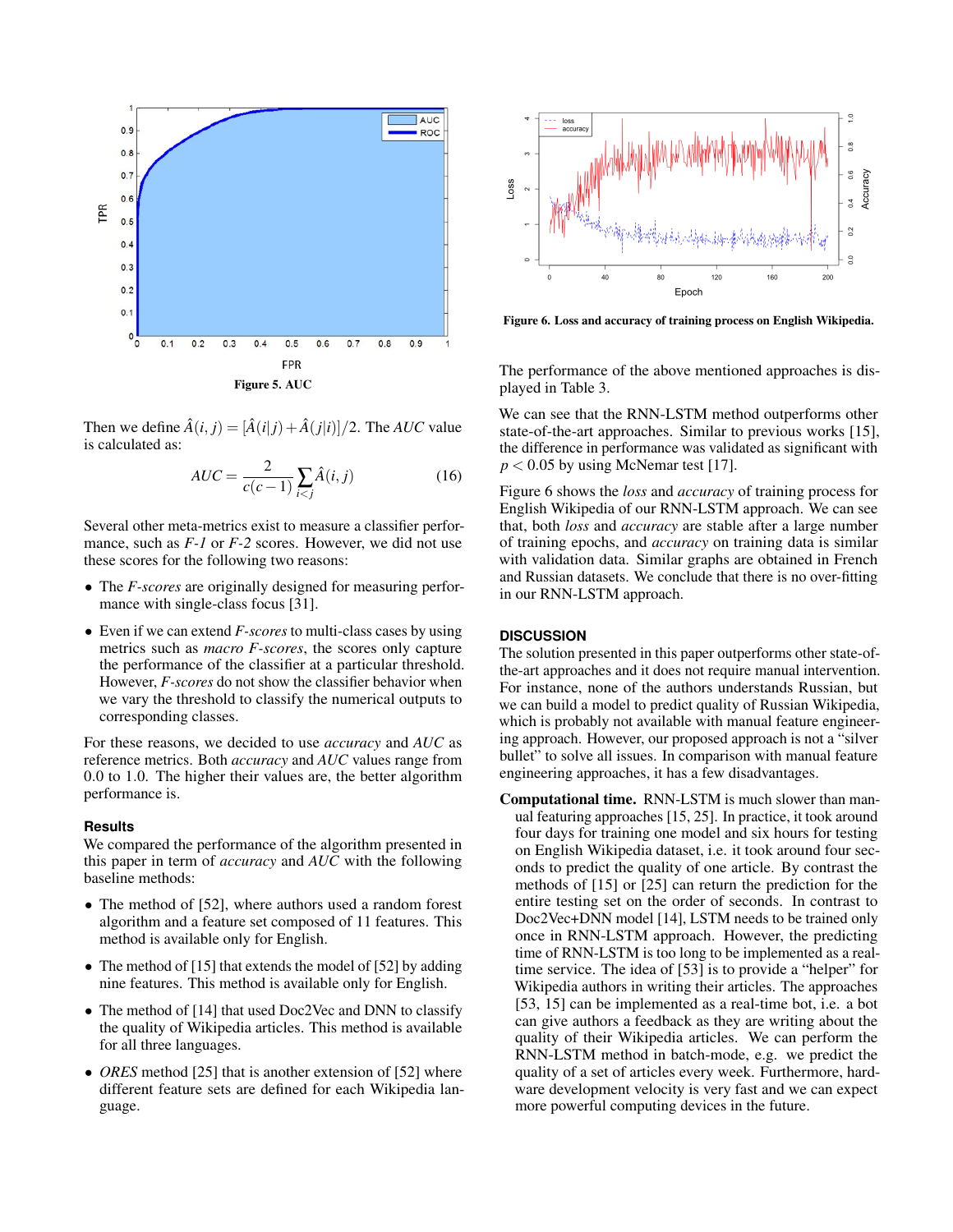Figure 5. AUC

Then we define $\hat{A}(i,j) = [\hat{A}(i|j) + \hat{A}(j|i)]/2$. The *AUC* value is calculated as:

$$AUC = \frac{2}{c(c-1)} \sum_{i<j} \hat{A}(i,j) \tag{16}$$

Several other meta-metrics exist to measure a classifier performance, such as *F-1* or *F-2* scores. However, we did not use these scores for the following two reasons:

- The *F-scores* are originally designed for measuring performance with single-class focus [31].
- Even if we can extend *F-scores* to multi-class cases by using metrics such as *macro F-scores*, the scores only capture the performance of the classifier at a particular threshold. However, *F-scores* do not show the classifier behavior when we vary the threshold to classify the numerical outputs to corresponding classes.

For these reasons, we decided to use *accuracy* and *AUC* as reference metrics. Both *accuracy* and *AUC* values range from 0.0 to 1.0. The higher their values are, the better algorithm performance is.

### Results

We compared the performance of the algorithm presented in this paper in term of *accuracy* and *AUC* with the following baseline methods:

- The method of [52], where authors used a random forest algorithm and a feature set composed of 11 features. This method is available only for English.
- The method of [15] that extends the model of [52] by adding nine features. This method is available only for English.
- The method of [14] that used Doc2Vec and DNN to classify the quality of Wikipedia articles. This method is available for all three languages.
- *ORES* method [25] that is another extension of [52] where different feature sets are defined for each Wikipedia language.

Figure 6. Loss and accuracy of training process on English Wikipedia.

The performance of the above mentioned approaches is displayed in Table 3.

We can see that the RNN-LSTM method outperforms other state-of-the-art approaches. Similar to previous works [15], the difference in performance was validated as significant with $p < 0.05$ by using McNemar test [17].

Figure 6 shows the *loss* and *accuracy* of training process for English Wikipedia of our RNN-LSTM approach. We can see that, both *loss* and *accuracy* are stable after a large number of training epochs, and *accuracy* on training data is similar with validation data. Similar graphs are obtained in French and Russian datasets. We conclude that there is no over-fitting in our RNN-LSTM approach.

## DISCUSSION

The solution presented in this paper outperforms other state-of-the-art approaches and it does not require manual intervention. For instance, none of the authors understands Russian, but we can build a model to predict quality of Russian Wikipedia, which is probably not available with manual feature engineering approach. However, our proposed approach is not a "silver bullet" to solve all issues. In comparison with manual feature engineering approaches, it has a few disadvantages.

**Computational time.** RNN-LSTM is much slower than manual featuring approaches [15, 25]. In practice, it took around four days for training one model and six hours for testing on English Wikipedia dataset, i.e. it took around four seconds to predict the quality of one article. By contrast the methods of [15] or [25] can return the prediction for the entire testing set on the order of seconds. In contrast to Doc2Vec+DNN model [14], LSTM needs to be trained only once in RNN-LSTM approach. However, the predicting time of RNN-LSTM is too long to be implemented as a real-time service. The idea of [53] is to provide a "helper" for Wikipedia authors in writing their articles. The approaches [53, 15] can be implemented as a real-time bot, i.e. a bot can give authors a feedback as they are writing about the quality of their Wikipedia articles. We can perform the RNN-LSTM method in batch-mode, e.g. we predict the quality of a set of articles every week. Furthermore, hardware development velocity is very fast and we can expect more powerful computing devices in the future.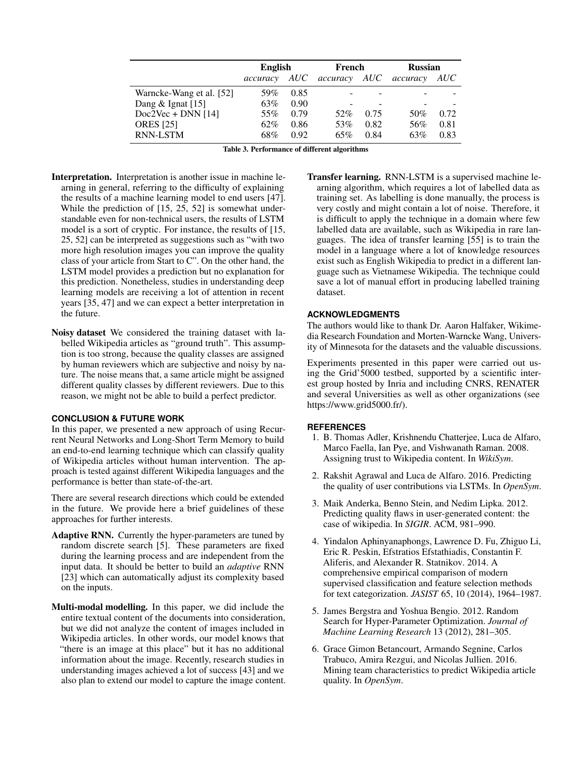| | English | | French | | Russian | |
|---|---|---|---|---|---|---|
| | *accuracy* | *AUC* | *accuracy* | *AUC* | *accuracy* | *AUC* |
| Warncke-Wang et al. [52] | 59% | 0.85 | - | - | - | - |
| Dang & Ignat [15] | 63% | 0.90 | - | - | - | - |
| Doc2Vec + DNN [14] | 55% | 0.79 | 52% | 0.75 | 50% | 0.72 |
| ORES [25] | 62% | 0.86 | 53% | 0.82 | 56% | 0.81 |
| RNN-LSTM | 68% | 0.92 | 65% | 0.84 | 63% | 0.83 |

**Table 3. Performance of different algorithms**

**Interpretation.** Interpretation is another issue in machine learning in general, referring to the difficulty of explaining the results of a machine learning model to end users [47]. While the prediction of [15, 25, 52] is somewhat understandable even for non-technical users, the results of LSTM model is a sort of cryptic. For instance, the results of [15, 25, 52] can be interpreted as suggestions such as "with two more high resolution images you can improve the quality class of your article from Start to C". On the other hand, the LSTM model provides a prediction but no explanation for this prediction. Nonetheless, studies in understanding deep learning models are receiving a lot of attention in recent years [35, 47] and we can expect a better interpretation in the future.

**Noisy dataset** We considered the training dataset with labelled Wikipedia articles as "ground truth". This assumption is too strong, because the quality classes are assigned by human reviewers which are subjective and noisy by nature. The noise means that, a same article might be assigned different quality classes by different reviewers. Due to this reason, we might not be able to build a perfect predictor.

## CONCLUSION & FUTURE WORK

In this paper, we presented a new approach of using Recurrent Neural Networks and Long-Short Term Memory to build an end-to-end learning technique which can classify quality of Wikipedia articles without human intervention. The approach is tested against different Wikipedia languages and the performance is better than state-of-the-art.

There are several research directions which could be extended in the future. We provide here a brief guidelines of these approaches for further interests.

**Adaptive RNN.** Currently the hyper-parameters are tuned by random discrete search [5]. These parameters are fixed during the learning process and are independent from the input data. It should be better to build an *adaptive* RNN [23] which can automatically adjust its complexity based on the inputs.

**Multi-modal modelling.** In this paper, we did include the entire textual content of the documents into consideration, but we did not analyze the content of images included in Wikipedia articles. In other words, our model knows that "there is an image at this place" but it has no additional information about the image. Recently, research studies in understanding images achieved a lot of success [43] and we also plan to extend our model to capture the image content.

**Transfer learning.** RNN-LSTM is a supervised machine learning algorithm, which requires a lot of labelled data as training set. As labelling is done manually, the process is very costly and might contain a lot of noise. Therefore, it is difficult to apply the technique in a domain where few labelled data are available, such as Wikipedia in rare languages. The idea of transfer learning [55] is to train the model in a language where a lot of knowledge resources exist such as English Wikipedia to predict in a different language such as Vietnamese Wikipedia. The technique could save a lot of manual effort in producing labelled training dataset.

## ACKNOWLEDGMENTS

The authors would like to thank Dr. Aaron Halfaker, Wikimedia Research Foundation and Morten-Warncke Wang, University of Minnesota for the datasets and the valuable discussions.

Experiments presented in this paper were carried out using the Grid'5000 testbed, supported by a scientific interest group hosted by Inria and including CNRS, RENATER and several Universities as well as other organizations (see https://www.grid5000.fr/).

## REFERENCES

1. B. Thomas Adler, Krishnendu Chatterjee, Luca de Alfaro, Marco Faella, Ian Pye, and Vishwanath Raman. 2008. Assigning trust to Wikipedia content. In *WikiSym*.
2. Rakshit Agrawal and Luca de Alfaro. 2016. Predicting the quality of user contributions via LSTMs. In *OpenSym*.
3. Maik Anderka, Benno Stein, and Nedim Lipka. 2012. Predicting quality flaws in user-generated content: the case of wikipedia. In *SIGIR*. ACM, 981–990.
4. Yindalon Aphinyanaphongs, Lawrence D. Fu, Zhiguo Li, Eric R. Peskin, Efstratios Efstathiadis, Constantin F. Aliferis, and Alexander R. Statnikov. 2014. A comprehensive empirical comparison of modern supervised classification and feature selection methods for text categorization. *JASIST* 65, 10 (2014), 1964–1987.
5. James Bergstra and Yoshua Bengio. 2012. Random Search for Hyper-Parameter Optimization. *Journal of Machine Learning Research* 13 (2012), 281–305.
6. Grace Gimon Betancourt, Armando Segnine, Carlos Trabuco, Amira Rezgui, and Nicolas Jullien. 2016. Mining team characteristics to predict Wikipedia article quality. In *OpenSym*.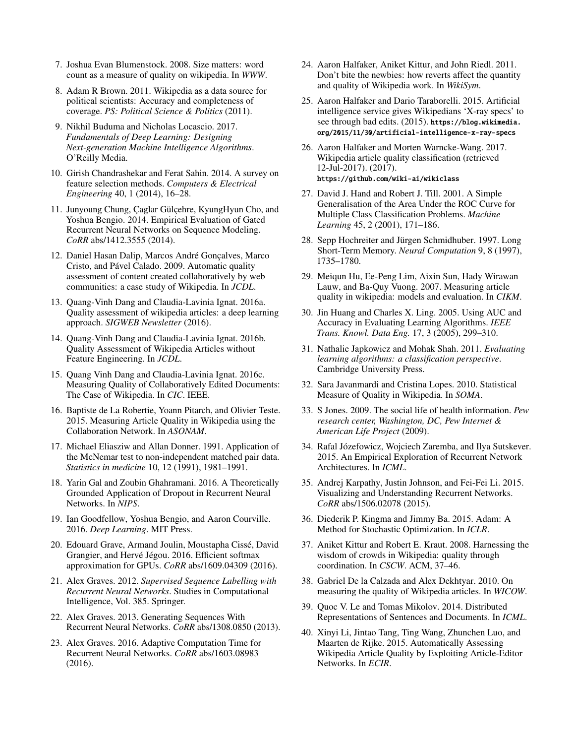7. Joshua Evan Blumenstock. 2008. Size matters: word count as a measure of quality on wikipedia. In *WWW*.
8. Adam R Brown. 2011. Wikipedia as a data source for political scientists: Accuracy and completeness of coverage. *PS: Political Science & Politics* (2011).
9. Nikhil Buduma and Nicholas Locascio. 2017. *Fundamentals of Deep Learning: Designing Next-generation Machine Intelligence Algorithms*. O'Reilly Media.
10. Girish Chandrashekar and Ferat Sahin. 2014. A survey on feature selection methods. *Computers & Electrical Engineering* 40, 1 (2014), 16–28.
11. Junyoung Chung, Çaglar Gülçehre, KyungHyun Cho, and Yoshua Bengio. 2014. Empirical Evaluation of Gated Recurrent Neural Networks on Sequence Modeling. *CoRR* abs/1412.3555 (2014).
12. Daniel Hasan Dalip, Marcos André Gonçalves, Marco Cristo, and Pável Calado. 2009. Automatic quality assessment of content created collaboratively by web communities: a case study of Wikipedia. In *JCDL*.
13. Quang-Vinh Dang and Claudia-Lavinia Ignat. 2016a. Quality assessment of wikipedia articles: a deep learning approach. *SIGWEB Newsletter* (2016).
14. Quang-Vinh Dang and Claudia-Lavinia Ignat. 2016b. Quality Assessment of Wikipedia Articles without Feature Engineering. In *JCDL*.
15. Quang Vinh Dang and Claudia-Lavinia Ignat. 2016c. Measuring Quality of Collaboratively Edited Documents: The Case of Wikipedia. In *CIC*. IEEE.
16. Baptiste de La Robertie, Yoann Pitarch, and Olivier Teste. 2015. Measuring Article Quality in Wikipedia using the Collaboration Network. In *ASONAM*.
17. Michael Eliasziw and Allan Donner. 1991. Application of the McNemar test to non-independent matched pair data. *Statistics in medicine* 10, 12 (1991), 1981–1991.
18. Yarin Gal and Zoubin Ghahramani. 2016. A Theoretically Grounded Application of Dropout in Recurrent Neural Networks. In *NIPS*.
19. Ian Goodfellow, Yoshua Bengio, and Aaron Courville. 2016. *Deep Learning*. MIT Press.
20. Edouard Grave, Armand Joulin, Moustapha Cissé, David Grangier, and Hervé Jégou. 2016. Efficient softmax approximation for GPUs. *CoRR* abs/1609.04309 (2016).
21. Alex Graves. 2012. *Supervised Sequence Labelling with Recurrent Neural Networks*. Studies in Computational Intelligence, Vol. 385. Springer.
22. Alex Graves. 2013. Generating Sequences With Recurrent Neural Networks. *CoRR* abs/1308.0850 (2013).
23. Alex Graves. 2016. Adaptive Computation Time for Recurrent Neural Networks. *CoRR* abs/1603.08983 (2016).
24. Aaron Halfaker, Aniket Kittur, and John Riedl. 2011. Don't bite the newbies: how reverts affect the quantity and quality of Wikipedia work. In *WikiSym*.
25. Aaron Halfaker and Dario Taraborelli. 2015. Artificial intelligence service gives Wikipedians 'X-ray specs' to see through bad edits. (2015). `https://blog.wikimedia.org/2015/11/30/artificial-intelligence-x-ray-specs`
26. Aaron Halfaker and Morten Warncke-Wang. 2017. Wikipedia article quality classification (retrieved 12-Jul-2017). (2017). `https://github.com/wiki-ai/wikiclass`
27. David J. Hand and Robert J. Till. 2001. A Simple Generalisation of the Area Under the ROC Curve for Multiple Class Classification Problems. *Machine Learning* 45, 2 (2001), 171–186.
28. Sepp Hochreiter and Jürgen Schmidhuber. 1997. Long Short-Term Memory. *Neural Computation* 9, 8 (1997), 1735–1780.
29. Meiqun Hu, Ee-Peng Lim, Aixin Sun, Hady Wirawan Lauw, and Ba-Quy Vuong. 2007. Measuring article quality in wikipedia: models and evaluation. In *CIKM*.
30. Jin Huang and Charles X. Ling. 2005. Using AUC and Accuracy in Evaluating Learning Algorithms. *IEEE Trans. Knowl. Data Eng.* 17, 3 (2005), 299–310.
31. Nathalie Japkowicz and Mohak Shah. 2011. *Evaluating learning algorithms: a classification perspective*. Cambridge University Press.
32. Sara Javanmardi and Cristina Lopes. 2010. Statistical Measure of Quality in Wikipedia. In *SOMA*.
33. S Jones. 2009. The social life of health information. *Pew research center, Washington, DC, Pew Internet & American Life Project* (2009).
34. Rafal Józefowicz, Wojciech Zaremba, and Ilya Sutskever. 2015. An Empirical Exploration of Recurrent Network Architectures. In *ICML*.
35. Andrej Karpathy, Justin Johnson, and Fei-Fei Li. 2015. Visualizing and Understanding Recurrent Networks. *CoRR* abs/1506.02078 (2015).
36. Diederik P. Kingma and Jimmy Ba. 2015. Adam: A Method for Stochastic Optimization. In *ICLR*.
37. Aniket Kittur and Robert E. Kraut. 2008. Harnessing the wisdom of crowds in Wikipedia: quality through coordination. In *CSCW*. ACM, 37–46.
38. Gabriel De la Calzada and Alex Dekhtyar. 2010. On measuring the quality of Wikipedia articles. In *WICOW*.
39. Quoc V. Le and Tomas Mikolov. 2014. Distributed Representations of Sentences and Documents. In *ICML*.
40. Xinyi Li, Jintao Tang, Ting Wang, Zhunchen Luo, and Maarten de Rijke. 2015. Automatically Assessing Wikipedia Article Quality by Exploiting Article-Editor Networks. In *ECIR*.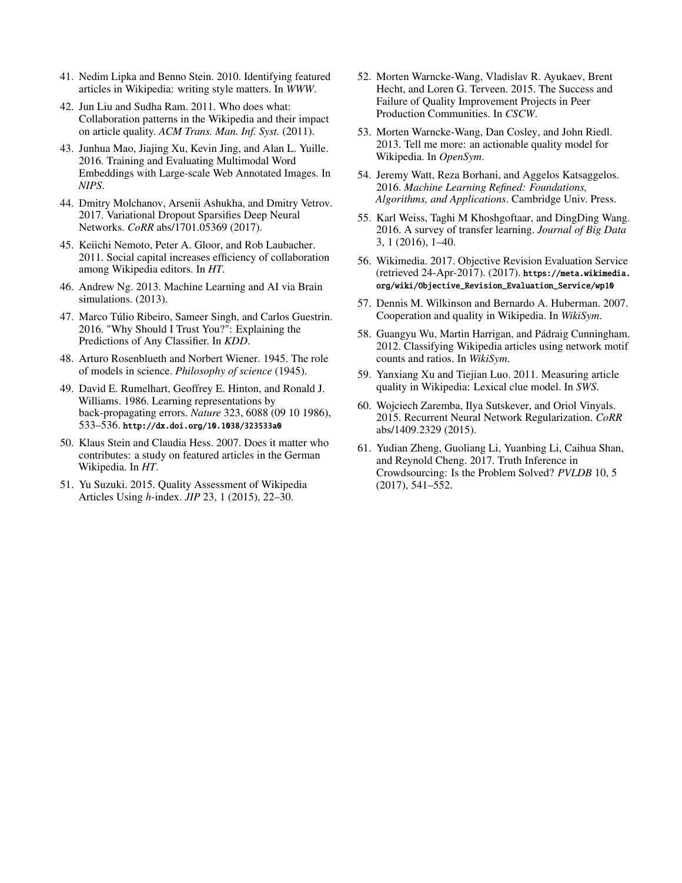41. Nedim Lipka and Benno Stein. 2010. Identifying featured articles in Wikipedia: writing style matters. In *WWW*.
42. Jun Liu and Sudha Ram. 2011. Who does what: Collaboration patterns in the Wikipedia and their impact on article quality. *ACM Trans. Man. Inf. Syst.* (2011).
43. Junhua Mao, Jiajing Xu, Kevin Jing, and Alan L. Yuille. 2016. Training and Evaluating Multimodal Word Embeddings with Large-scale Web Annotated Images. In *NIPS*.
44. Dmitry Molchanov, Arsenii Ashukha, and Dmitry Vetrov. 2017. Variational Dropout Sparsifies Deep Neural Networks. *CoRR* abs/1701.05369 (2017).
45. Keiichi Nemoto, Peter A. Gloor, and Rob Laubacher. 2011. Social capital increases efficiency of collaboration among Wikipedia editors. In *HT*.
46. Andrew Ng. 2013. Machine Learning and AI via Brain simulations. (2013).
47. Marco Túlio Ribeiro, Sameer Singh, and Carlos Guestrin. 2016. "Why Should I Trust You?": Explaining the Predictions of Any Classifier. In *KDD*.
48. Arturo Rosenblueth and Norbert Wiener. 1945. The role of models in science. *Philosophy of science* (1945).
49. David E. Rumelhart, Geoffrey E. Hinton, and Ronald J. Williams. 1986. Learning representations by back-propagating errors. *Nature* 323, 6088 (09 10 1986), 533–536. http://dx.doi.org/10.1038/323533a0
50. Klaus Stein and Claudia Hess. 2007. Does it matter who contributes: a study on featured articles in the German Wikipedia. In *HT*.
51. Yu Suzuki. 2015. Quality Assessment of Wikipedia Articles Using *h*-index. *JIP* 23, 1 (2015), 22–30.
52. Morten Warncke-Wang, Vladislav R. Ayukaev, Brent Hecht, and Loren G. Terveen. 2015. The Success and Failure of Quality Improvement Projects in Peer Production Communities. In *CSCW*.
53. Morten Warncke-Wang, Dan Cosley, and John Riedl. 2013. Tell me more: an actionable quality model for Wikipedia. In *OpenSym*.
54. Jeremy Watt, Reza Borhani, and Aggelos Katsaggelos. 2016. *Machine Learning Refined: Foundations, Algorithms, and Applications*. Cambridge Univ. Press.
55. Karl Weiss, Taghi M Khoshgoftaar, and DingDing Wang. 2016. A survey of transfer learning. *Journal of Big Data* 3, 1 (2016), 1–40.
56. Wikimedia. 2017. Objective Revision Evaluation Service (retrieved 24-Apr-2017). (2017). https://meta.wikimedia.org/wiki/Objective_Revision_Evaluation_Service/wp10
57. Dennis M. Wilkinson and Bernardo A. Huberman. 2007. Cooperation and quality in Wikipedia. In *WikiSym*.
58. Guangyu Wu, Martin Harrigan, and Pádraig Cunningham. 2012. Classifying Wikipedia articles using network motif counts and ratios. In *WikiSym*.
59. Yanxiang Xu and Tiejian Luo. 2011. Measuring article quality in Wikipedia: Lexical clue model. In *SWS*.
60. Wojciech Zaremba, Ilya Sutskever, and Oriol Vinyals. 2015. Recurrent Neural Network Regularization. *CoRR* abs/1409.2329 (2015).
61. Yudian Zheng, Guoliang Li, Yuanbing Li, Caihua Shan, and Reynold Cheng. 2017. Truth Inference in Crowdsourcing: Is the Problem Solved? *PVLDB* 10, 5 (2017), 541–552.